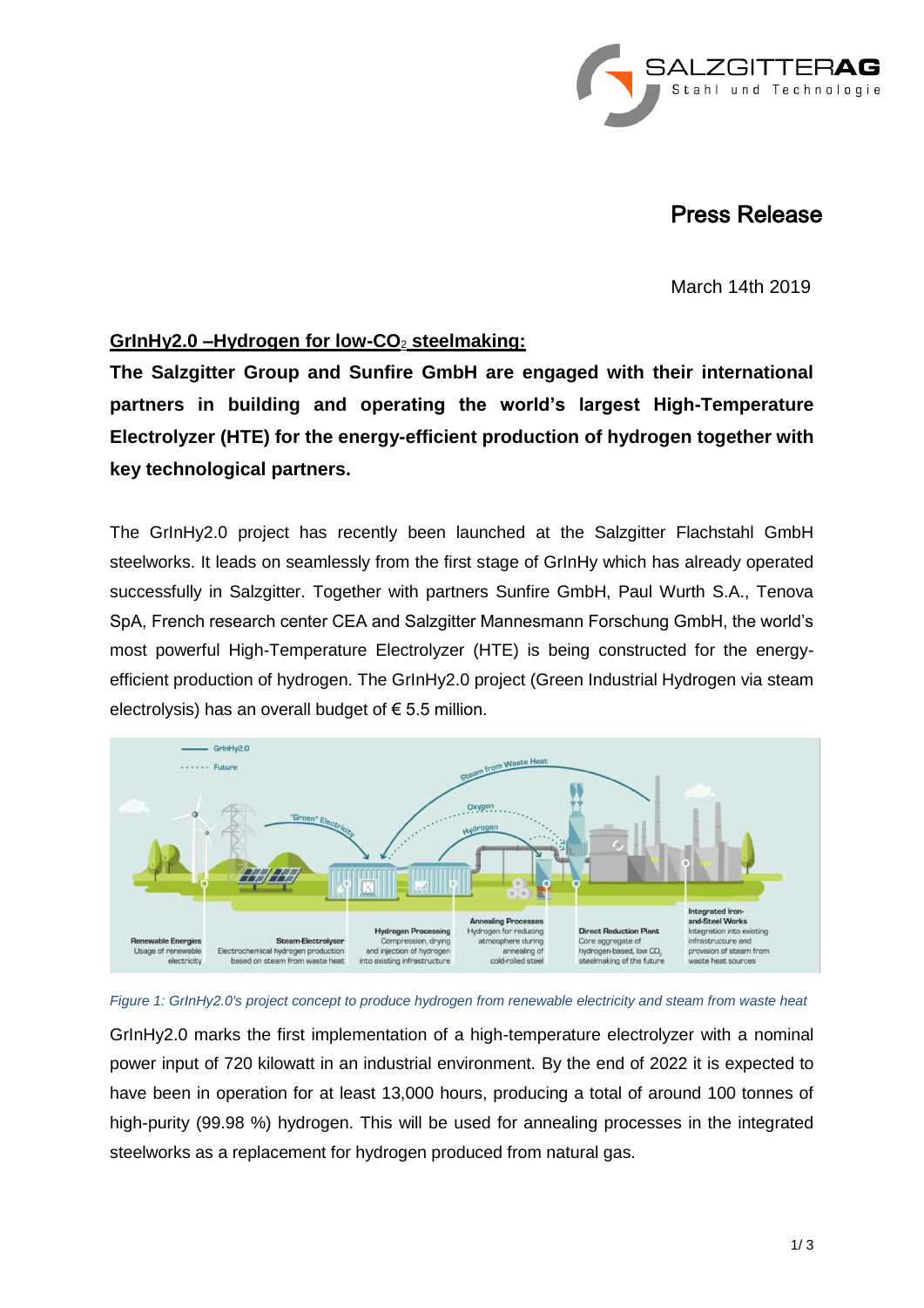# Press Release

March 14th 2019

**GrInHy2.0 –Hydrogen for low-$CO_2$ steelmaking:**

**The Salzgitter Group and Sunfire GmbH are engaged with their international partners in building and operating the world's largest High-Temperature Electrolyzer (HTE) for the energy-efficient production of hydrogen together with key technological partners.**

The GrInHy2.0 project has recently been launched at the Salzgitter Flachstahl GmbH steelworks. It leads on seamlessly from the first stage of GrInHy which has already operated successfully in Salzgitter. Together with partners Sunfire GmbH, Paul Wurth S.A., Tenova SpA, French research center CEA and Salzgitter Mannesmann Forschung GmbH, the world's most powerful High-Temperature Electrolyzer (HTE) is being constructed for the energy-efficient production of hydrogen. The GrInHy2.0 project (Green Industrial Hydrogen via steam electrolysis) has an overall budget of € 5.5 million.

*Figure 1: GrInHy2.0's project concept to produce hydrogen from renewable electricity and steam from waste heat*

GrInHy2.0 marks the first implementation of a high-temperature electrolyzer with a nominal power input of 720 kilowatt in an industrial environment. By the end of 2022 it is expected to have been in operation for at least 13,000 hours, producing a total of around 100 tonnes of high-purity (99.98 %) hydrogen. This will be used for annealing processes in the integrated steelworks as a replacement for hydrogen produced from natural gas.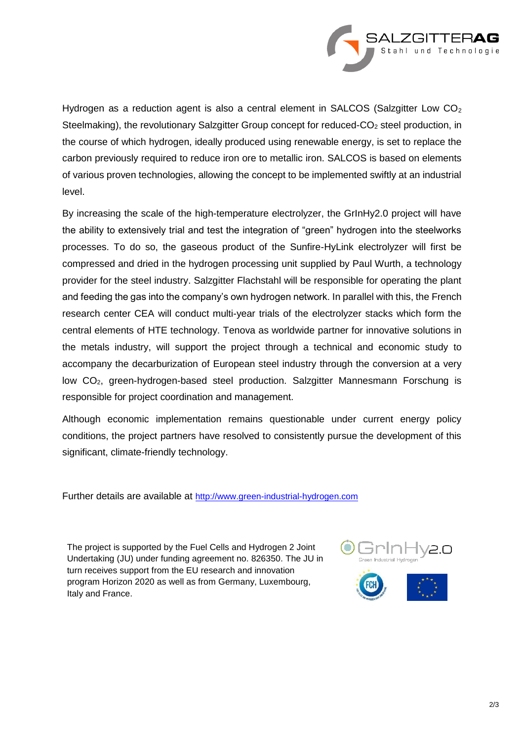Hydrogen as a reduction agent is also a central element in SALCOS (Salzgitter Low $CO_2$ Steelmaking), the revolutionary Salzgitter Group concept for reduced-$CO_2$ steel production, in the course of which hydrogen, ideally produced using renewable energy, is set to replace the carbon previously required to reduce iron ore to metallic iron. SALCOS is based on elements of various proven technologies, allowing the concept to be implemented swiftly at an industrial level.

By increasing the scale of the high-temperature electrolyzer, the GrInHy2.0 project will have the ability to extensively trial and test the integration of "green" hydrogen into the steelworks processes. To do so, the gaseous product of the Sunfire-HyLink electrolyzer will first be compressed and dried in the hydrogen processing unit supplied by Paul Wurth, a technology provider for the steel industry. Salzgitter Flachstahl will be responsible for operating the plant and feeding the gas into the company's own hydrogen network. In parallel with this, the French research center CEA will conduct multi-year trials of the electrolyzer stacks which form the central elements of HTE technology. Tenova as worldwide partner for innovative solutions in the metals industry, will support the project through a technical and economic study to accompany the decarburization of European steel industry through the conversion at a very low $CO_2$, green-hydrogen-based steel production. Salzgitter Mannesmann Forschung is responsible for project coordination and management.

Although economic implementation remains questionable under current energy policy conditions, the project partners have resolved to consistently pursue the development of this significant, climate-friendly technology.

Further details are available at http://www.green-industrial-hydrogen.com

The project is supported by the Fuel Cells and Hydrogen 2 Joint Undertaking (JU) under funding agreement no. 826350. The JU in turn receives support from the EU research and innovation program Horizon 2020 as well as from Germany, Luxembourg, Italy and France.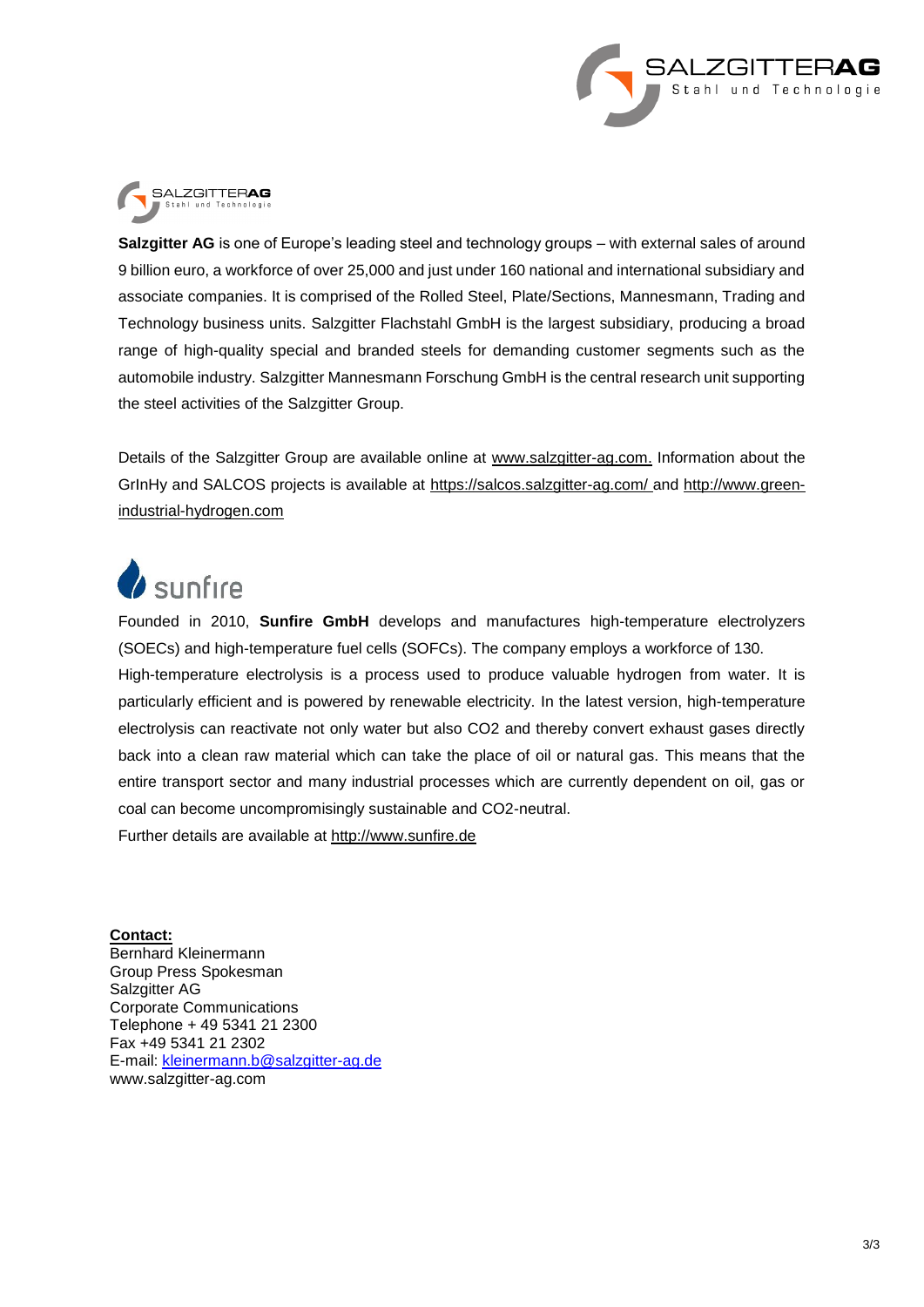**Salzgitter AG** is one of Europe's leading steel and technology groups – with external sales of around 9 billion euro, a workforce of over 25,000 and just under 160 national and international subsidiary and associate companies. It is comprised of the Rolled Steel, Plate/Sections, Mannesmann, Trading and Technology business units. Salzgitter Flachstahl GmbH is the largest subsidiary, producing a broad range of high-quality special and branded steels for demanding customer segments such as the automobile industry. Salzgitter Mannesmann Forschung GmbH is the central research unit supporting the steel activities of the Salzgitter Group.

Details of the Salzgitter Group are available online at www.salzgitter-ag.com. Information about the GrInHy and SALCOS projects is available at https://salcos.salzgitter-ag.com/ and http://www.green-industrial-hydrogen.com

Founded in 2010, **Sunfire GmbH** develops and manufactures high-temperature electrolyzers (SOECs) and high-temperature fuel cells (SOFCs). The company employs a workforce of 130.

High-temperature electrolysis is a process used to produce valuable hydrogen from water. It is particularly efficient and is powered by renewable electricity. In the latest version, high-temperature electrolysis can reactivate not only water but also $CO_2$ and thereby convert exhaust gases directly back into a clean raw material which can take the place of oil or natural gas. This means that the entire transport sector and many industrial processes which are currently dependent on oil, gas or coal can become uncompromisingly sustainable and $CO_2$-neutral.

Further details are available at http://www.sunfire.de

**Contact:**
Bernhard Kleinermann
Group Press Spokesman
Salzgitter AG
Corporate Communications
Telephone + 49 5341 21 2300
Fax +49 5341 21 2302
E-mail: kleinermann.b@salzgitter-ag.de
www.salzgitter-ag.com